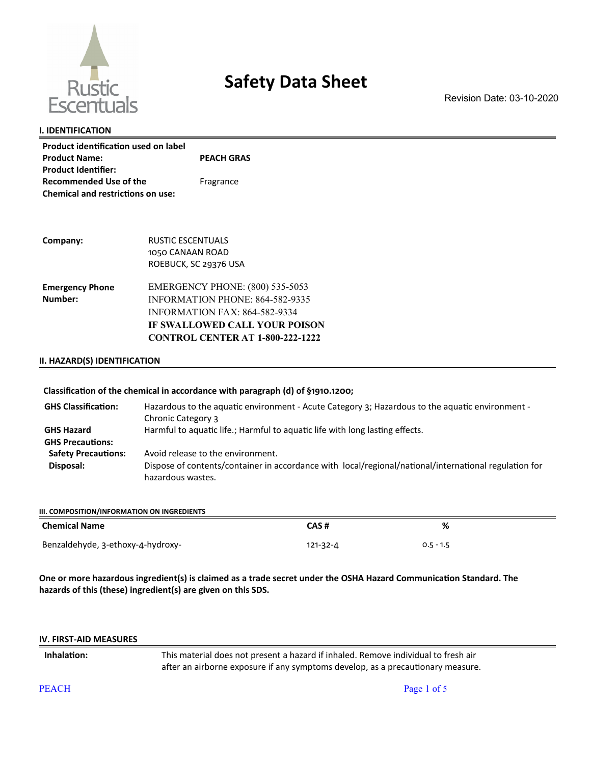Rustic Escentuals

# Safety Data Sheet

Revision Date: 03-10-2020

## I. IDENTIFICATION

| | |
|---|---|
| **Product identification used on label** | |
| **Product Name:** | **PEACH GRAS** |
| **Product Identifier:** | |
| **Recommended Use of the Chemical and restrictions on use:** | Fragrance |

| | |
|---|---|
| **Company:** | RUSTIC ESCENTUALS<br>1050 CANAAN ROAD<br>ROEBUCK, SC 29376 USA |
| **Emergency Phone Number:** | EMERGENCY PHONE: (800) 535-5053<br>INFORMATION PHONE: 864-582-9335<br>INFORMATION FAX: 864-582-9334<br>**IF SWALLOWED CALL YOUR POISON CONTROL CENTER AT 1-800-222-1222** |

## II. HAZARD(S) IDENTIFICATION

**Classification of the chemical in accordance with paragraph (d) of §1910.1200;**

| | |
|---|---|
| **GHS Classification:** | Hazardous to the aquatic environment - Acute Category 3; Hazardous to the aquatic environment - Chronic Category 3 |
| **GHS Hazard** | Harmful to aquatic life.; Harmful to aquatic life with long lasting effects. |
| **GHS Precautions:** | |
| **Safety Precautions:** | Avoid release to the environment. |
| **Disposal:** | Dispose of contents/container in accordance with local/regional/national/international regulation for hazardous wastes. |

## III. COMPOSITION/INFORMATION ON INGREDIENTS

| Chemical Name | CAS # | % |
|---|---|---|
| Benzaldehyde, 3-ethoxy-4-hydroxy- | 121-32-4 | 0.5 - 1.5 |

**One or more hazardous ingredient(s) is claimed as a trade secret under the OSHA Hazard Communication Standard. The hazards of this (these) ingredient(s) are given on this SDS.**

## IV. FIRST-AID MEASURES

| | |
|---|---|
| **Inhalation:** | This material does not present a hazard if inhaled. Remove individual to fresh air after an airborne exposure if any symptoms develop, as a precautionary measure. |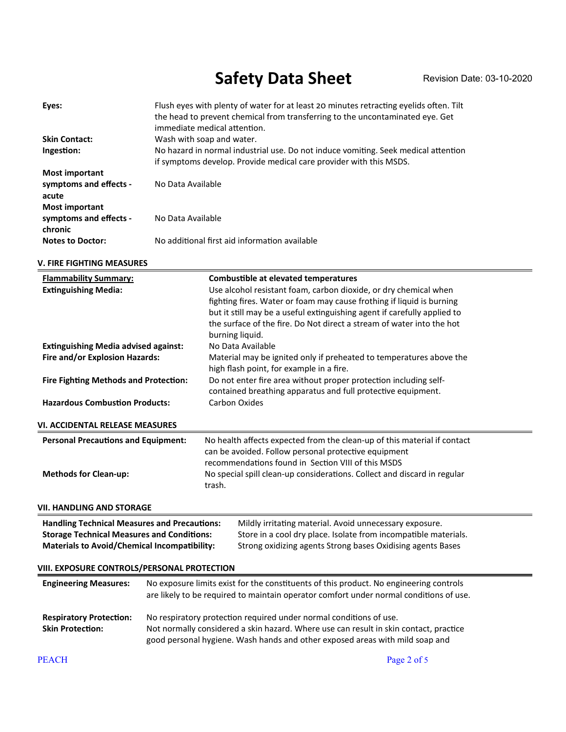| | |
|---|---|
| **Eyes:** | Flush eyes with plenty of water for at least 20 minutes retracting eyelids often. Tilt the head to prevent chemical from transferring to the uncontaminated eye. Get immediate medical attention. |
| **Skin Contact:** | Wash with soap and water. |
| **Ingestion:** | No hazard in normal industrial use. Do not induce vomiting. Seek medical attention if symptoms develop. Provide medical care provider with this MSDS. |
| **Most important symptoms and effects - acute** | No Data Available |
| **Most important symptoms and effects - chronic** | No Data Available |
| **Notes to Doctor:** | No additional first aid information available |

## V. FIRE FIGHTING MEASURES

| | |
|---|---|
| **Flammability Summary:** | **Combustible at elevated temperatures** |
| **Extinguishing Media:** | Use alcohol resistant foam, carbon dioxide, or dry chemical when fighting fires. Water or foam may cause frothing if liquid is burning but it still may be a useful extinguishing agent if carefully applied to the surface of the fire. Do Not direct a stream of water into the hot burning liquid. |
| **Extinguishing Media advised against:** | No Data Available |
| **Fire and/or Explosion Hazards:** | Material may be ignited only if preheated to temperatures above the high flash point, for example in a fire. |
| **Fire Fighting Methods and Protection:** | Do not enter fire area without proper protection including self-contained breathing apparatus and full protective equipment. |
| **Hazardous Combustion Products:** | Carbon Oxides |

## VI. ACCIDENTAL RELEASE MEASURES

| | |
|---|---|
| **Personal Precautions and Equipment:** | No health affects expected from the clean-up of this material if contact can be avoided. Follow personal protective equipment recommendations found in Section VIII of this MSDS |
| **Methods for Clean-up:** | No special spill clean-up considerations. Collect and discard in regular trash. |

## VII. HANDLING AND STORAGE

| | |
|---|---|
| **Handling Technical Measures and Precautions:** | Mildly irritating material. Avoid unnecessary exposure. |
| **Storage Technical Measures and Conditions:** | Store in a cool dry place. Isolate from incompatible materials. |
| **Materials to Avoid/Chemical Incompatibility:** | Strong oxidizing agents Strong bases Oxidising agents Bases |

## VIII. EXPOSURE CONTROLS/PERSONAL PROTECTION

| | |
|---|---|
| **Engineering Measures:** | No exposure limits exist for the constituents of this product. No engineering controls are likely to be required to maintain operator comfort under normal conditions of use. |
| **Respiratory Protection:** | No respiratory protection required under normal conditions of use. |
| **Skin Protection:** | Not normally considered a skin hazard. Where use can result in skin contact, practice good personal hygiene. Wash hands and other exposed areas with mild soap and |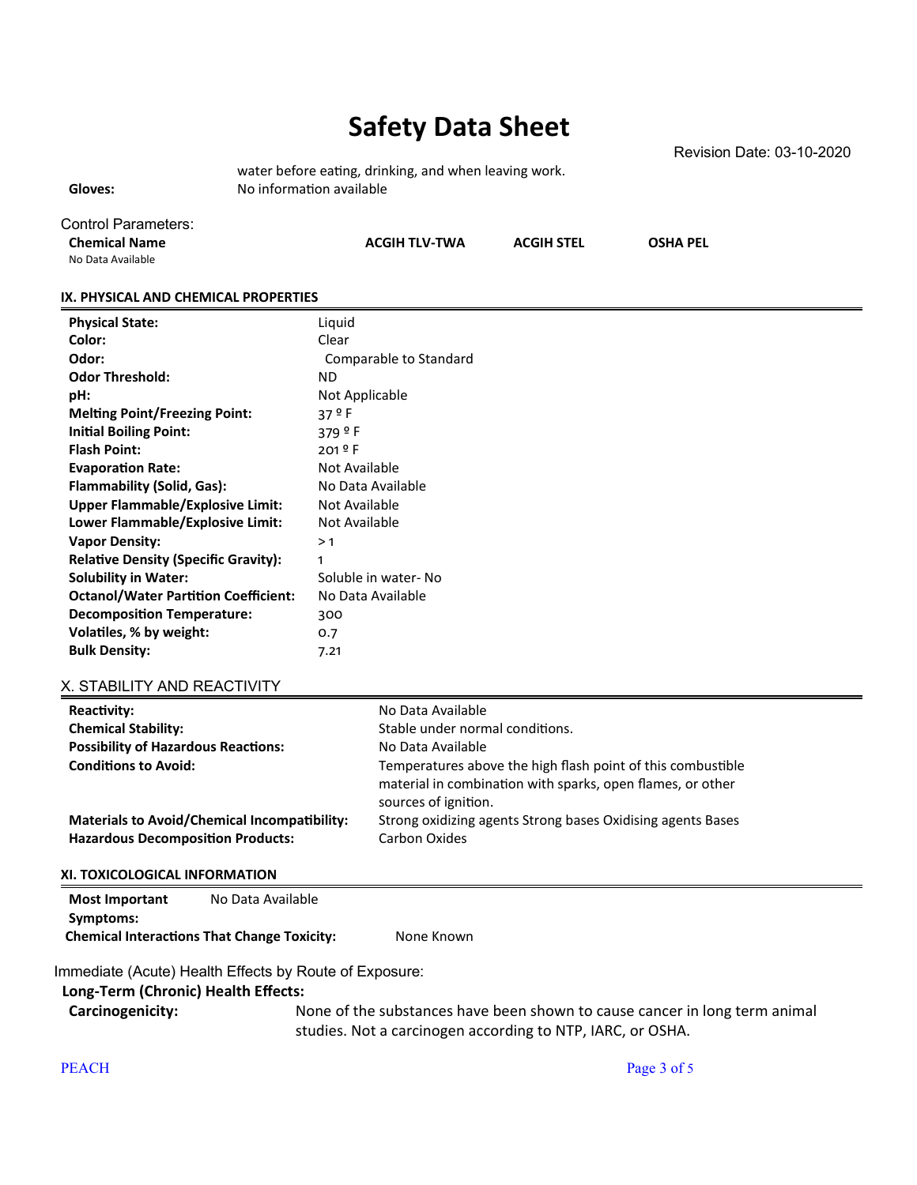water before eating, drinking, and when leaving work.

**Gloves:** No information available

Control Parameters:

| Chemical Name | ACGIH TLV-TWA | ACGIH STEL | OSHA PEL |
|---|---|---|---|
| No Data Available | | | |

## IX. PHYSICAL AND CHEMICAL PROPERTIES

| | |
|---|---|
| **Physical State:** | Liquid |
| **Color:** | Clear |
| **Odor:** | Comparable to Standard |
| **Odor Threshold:** | ND |
| **pH:** | Not Applicable |
| **Melting Point/Freezing Point:** | 37 º F |
| **Initial Boiling Point:** | 379 º F |
| **Flash Point:** | 201 º F |
| **Evaporation Rate:** | Not Available |
| **Flammability (Solid, Gas):** | No Data Available |
| **Upper Flammable/Explosive Limit:** | Not Available |
| **Lower Flammable/Explosive Limit:** | Not Available |
| **Vapor Density:** | > 1 |
| **Relative Density (Specific Gravity):** | 1 |
| **Solubility in Water:** | Soluble in water- No |
| **Octanol/Water Partition Coefficient:** | No Data Available |
| **Decomposition Temperature:** | 300 |
| **Volatiles, % by weight:** | 0.7 |
| **Bulk Density:** | 7.21 |

## X. STABILITY AND REACTIVITY

| | |
|---|---|
| **Reactivity:** | No Data Available |
| **Chemical Stability:** | Stable under normal conditions. |
| **Possibility of Hazardous Reactions:** | No Data Available |
| **Conditions to Avoid:** | Temperatures above the high flash point of this combustible material in combination with sparks, open flames, or other sources of ignition. |
| **Materials to Avoid/Chemical Incompatibility:** | Strong oxidizing agents Strong bases Oxidising agents Bases |
| **Hazardous Decomposition Products:** | Carbon Oxides |

## XI. TOXICOLOGICAL INFORMATION

**Most Important Symptoms:** No Data Available

**Chemical Interactions That Change Toxicity:** None Known

Immediate (Acute) Health Effects by Route of Exposure:

**Long-Term (Chronic) Health Effects:**

**Carcinogenicity:** None of the substances have been shown to cause cancer in long term animal studies. Not a carcinogen according to NTP, IARC, or OSHA.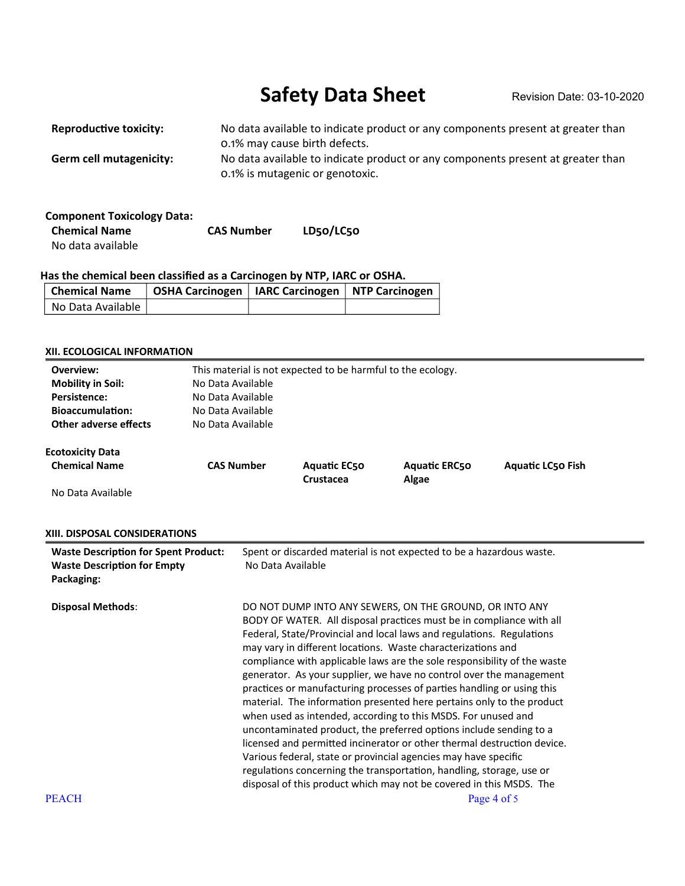**Reproductive toxicity:** No data available to indicate product or any components present at greater than 0.1% may cause birth defects.

**Germ cell mutagenicity:** No data available to indicate product or any components present at greater than 0.1% is mutagenic or genotoxic.

**Component Toxicology Data:**

| Chemical Name | CAS Number | LD50/LC50 |
|---|---|---|
| No data available | | |

**Has the chemical been classified as a Carcinogen by NTP, IARC or OSHA.**

| Chemical Name | OSHA Carcinogen | IARC Carcinogen | NTP Carcinogen |
|---|---|---|---|
| No Data Available | | | |

## XII. ECOLOGICAL INFORMATION

**Overview:** This material is not expected to be harmful to the ecology.
**Mobility in Soil:** No Data Available
**Persistence:** No Data Available
**Bioaccumulation:** No Data Available
**Other adverse effects** No Data Available

**Ecotoxicity Data**

| Chemical Name | CAS Number | Aquatic EC50 Crustacea | Aquatic ERC50 Algae | Aquatic LC50 Fish |
|---|---|---|---|---|
| No Data Available | | | | |

## XIII. DISPOSAL CONSIDERATIONS

**Waste Description for Spent Product:** Spent or discarded material is not expected to be a hazardous waste.

**Waste Description for Empty Packaging:** No Data Available

**Disposal Methods**: DO NOT DUMP INTO ANY SEWERS, ON THE GROUND, OR INTO ANY BODY OF WATER. All disposal practices must be in compliance with all Federal, State/Provincial and local laws and regulations. Regulations may vary in different locations. Waste characterizations and compliance with applicable laws are the sole responsibility of the waste generator. As your supplier, we have no control over the management practices or manufacturing processes of parties handling or using this material. The information presented here pertains only to the product when used as intended, according to this MSDS. For unused and uncontaminated product, the preferred options include sending to a licensed and permitted incinerator or other thermal destruction device. Various federal, state or provincial agencies may have specific regulations concerning the transportation, handling, storage, use or disposal of this product which may not be covered in this MSDS. The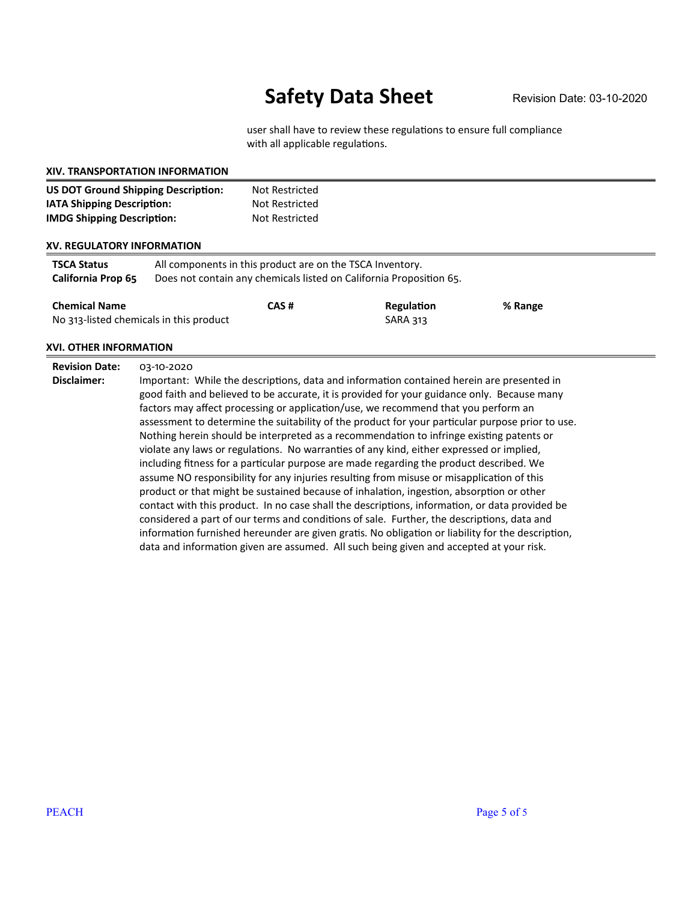user shall have to review these regulations to ensure full compliance with all applicable regulations.

## XIV. TRANSPORTATION INFORMATION

| | |
|---|---|
| **US DOT Ground Shipping Description:** | Not Restricted |
| **IATA Shipping Description:** | Not Restricted |
| **IMDG Shipping Description:** | Not Restricted |

## XV. REGULATORY INFORMATION

| | |
|---|---|
| **TSCA Status** | All components in this product are on the TSCA Inventory. |
| **California Prop 65** | Does not contain any chemicals listed on California Proposition 65. |

| Chemical Name | CAS # | Regulation | % Range |
|---|---|---|---|
| No 313-listed chemicals in this product | | SARA 313 | |

## XVI. OTHER INFORMATION

**Revision Date:** 03-10-2020

**Disclaimer:** Important: While the descriptions, data and information contained herein are presented in good faith and believed to be accurate, it is provided for your guidance only. Because many factors may affect processing or application/use, we recommend that you perform an assessment to determine the suitability of the product for your particular purpose prior to use. Nothing herein should be interpreted as a recommendation to infringe existing patents or violate any laws or regulations. No warranties of any kind, either expressed or implied, including fitness for a particular purpose are made regarding the product described. We assume NO responsibility for any injuries resulting from misuse or misapplication of this product or that might be sustained because of inhalation, ingestion, absorption or other contact with this product. In no case shall the descriptions, information, or data provided be considered a part of our terms and conditions of sale. Further, the descriptions, data and information furnished hereunder are given gratis. No obligation or liability for the description, data and information given are assumed. All such being given and accepted at your risk.